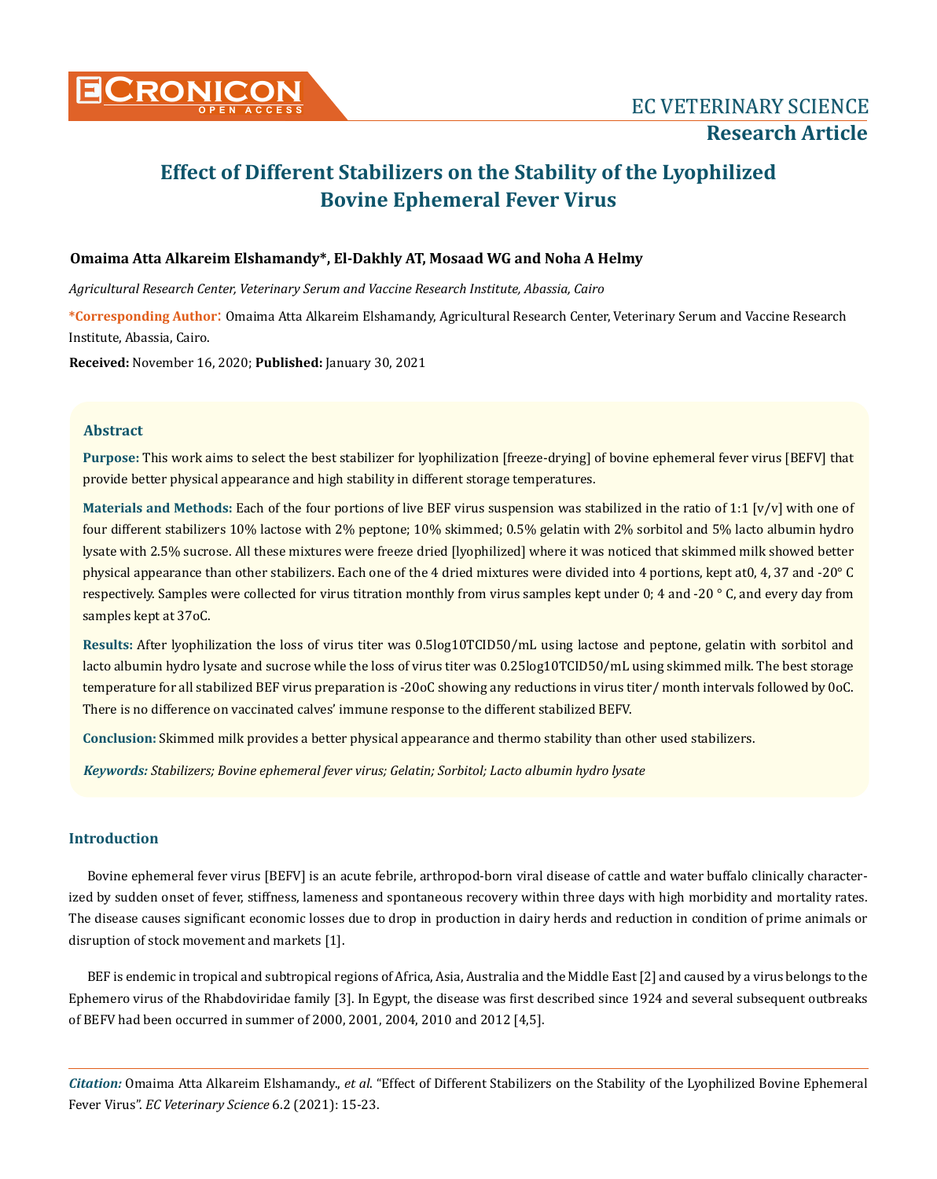# Effect of Different Stabilizers on the Stability of the Lyophilized Bovine Ephemeral Fever Virus

**Omaima Atta Alkareim Elshamandy*, El-Dakhly AT, Mosaad WG and Noha A Helmy**

*Agricultural Research Center, Veterinary Serum and Vaccine Research Institute, Abassia, Cairo*

**\*Corresponding Author:** Omaima Atta Alkareim Elshamandy, Agricultural Research Center, Veterinary Serum and Vaccine Research Institute, Abassia, Cairo.

**Received:** November 16, 2020; **Published:** January 30, 2021

## Abstract

**Purpose:** This work aims to select the best stabilizer for lyophilization [freeze-drying] of bovine ephemeral fever virus [BEFV] that provide better physical appearance and high stability in different storage temperatures.

**Materials and Methods:** Each of the four portions of live BEF virus suspension was stabilized in the ratio of 1:1 [v/v] with one of four different stabilizers 10% lactose with 2% peptone; 10% skimmed; 0.5% gelatin with 2% sorbitol and 5% lacto albumin hydro lysate with 2.5% sucrose. All these mixtures were freeze dried [lyophilized] where it was noticed that skimmed milk showed better physical appearance than other stabilizers. Each one of the 4 dried mixtures were divided into 4 portions, kept at0, 4, 37 and -20° C respectively. Samples were collected for virus titration monthly from virus samples kept under 0; 4 and -20 ° C, and every day from samples kept at 37oC.

**Results:** After lyophilization the loss of virus titer was 0.5log10TCID50/mL using lactose and peptone, gelatin with sorbitol and lacto albumin hydro lysate and sucrose while the loss of virus titer was 0.25log10TCID50/mL using skimmed milk. The best storage temperature for all stabilized BEF virus preparation is -20oC showing any reductions in virus titer/ month intervals followed by 0oC. There is no difference on vaccinated calves' immune response to the different stabilized BEFV.

**Conclusion:** Skimmed milk provides a better physical appearance and thermo stability than other used stabilizers.

***Keywords:*** *Stabilizers; Bovine ephemeral fever virus; Gelatin; Sorbitol; Lacto albumin hydro lysate*

## Introduction

Bovine ephemeral fever virus [BEFV] is an acute febrile, arthropod-born viral disease of cattle and water buffalo clinically characterized by sudden onset of fever, stiffness, lameness and spontaneous recovery within three days with high morbidity and mortality rates. The disease causes significant economic losses due to drop in production in dairy herds and reduction in condition of prime animals or disruption of stock movement and markets [1].

BEF is endemic in tropical and subtropical regions of Africa, Asia, Australia and the Middle East [2] and caused by a virus belongs to the Ephemero virus of the Rhabdoviridae family [3]. In Egypt, the disease was first described since 1924 and several subsequent outbreaks of BEFV had been occurred in summer of 2000, 2001, 2004, 2010 and 2012 [4,5].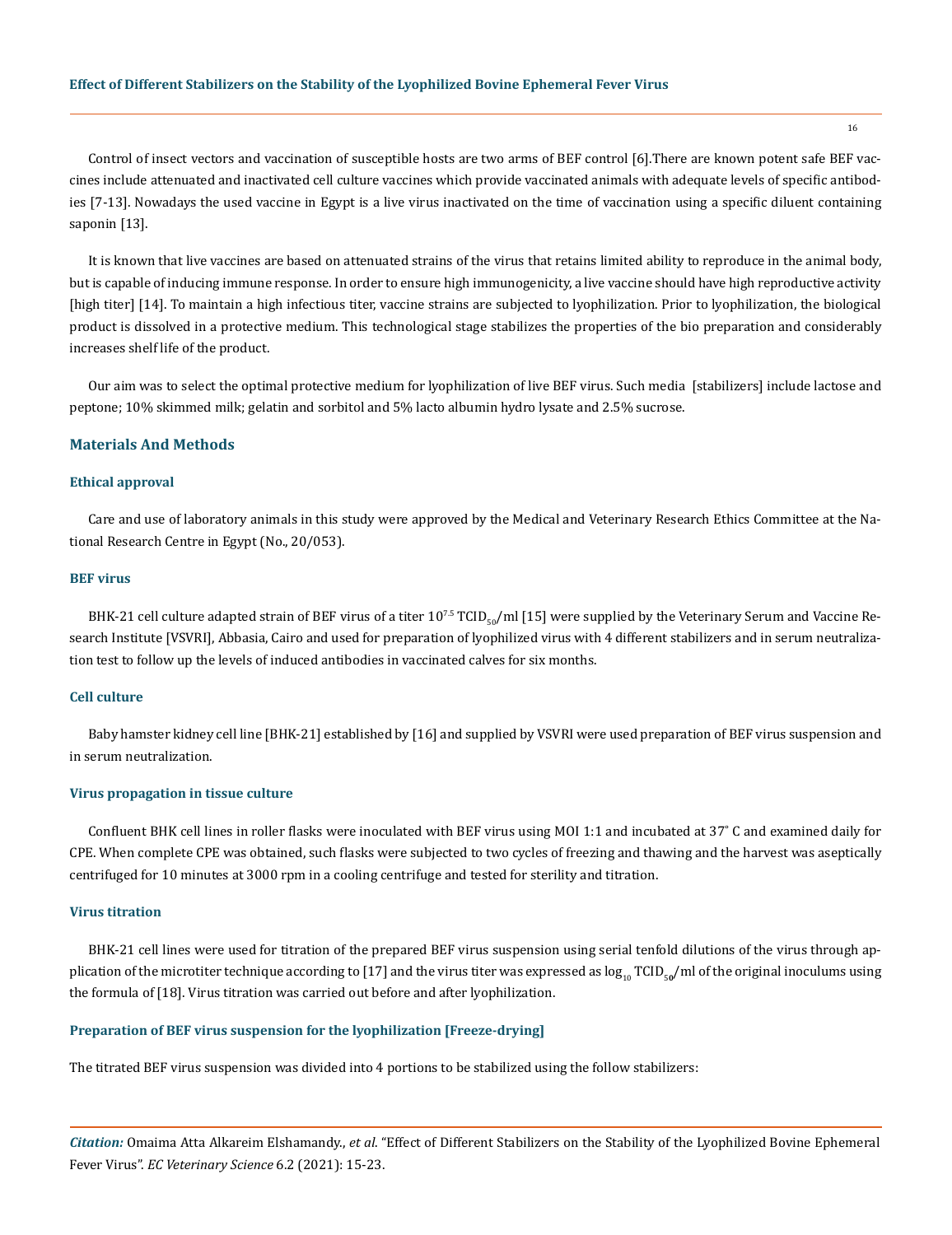Control of insect vectors and vaccination of susceptible hosts are two arms of BEF control [6].There are known potent safe BEF vaccines include attenuated and inactivated cell culture vaccines which provide vaccinated animals with adequate levels of specific antibodies [7-13]. Nowadays the used vaccine in Egypt is a live virus inactivated on the time of vaccination using a specific diluent containing saponin [13].

It is known that live vaccines are based on attenuated strains of the virus that retains limited ability to reproduce in the animal body, but is capable of inducing immune response. In order to ensure high immunogenicity, a live vaccine should have high reproductive activity [high titer] [14]. To maintain a high infectious titer, vaccine strains are subjected to lyophilization. Prior to lyophilization, the biological product is dissolved in a protective medium. This technological stage stabilizes the properties of the bio preparation and considerably increases shelf life of the product.

Our aim was to select the optimal protective medium for lyophilization of live BEF virus. Such media [stabilizers] include lactose and peptone; 10% skimmed milk; gelatin and sorbitol and 5% lacto albumin hydro lysate and 2.5% sucrose.

## Materials And Methods

### Ethical approval

Care and use of laboratory animals in this study were approved by the Medical and Veterinary Research Ethics Committee at the National Research Centre in Egypt (No., 20/053).

### BEF virus

BHK-21 cell culture adapted strain of BEF virus of a titer $10^{7.5}$ $TCID_{50}$/ml [15] were supplied by the Veterinary Serum and Vaccine Research Institute [VSVRI], Abbasia, Cairo and used for preparation of lyophilized virus with 4 different stabilizers and in serum neutralization test to follow up the levels of induced antibodies in vaccinated calves for six months.

### Cell culture

Baby hamster kidney cell line [BHK-21] established by [16] and supplied by VSVRI were used preparation of BEF virus suspension and in serum neutralization.

### Virus propagation in tissue culture

Confluent BHK cell lines in roller flasks were inoculated with BEF virus using MOI 1:1 and incubated at 37° C and examined daily for CPE. When complete CPE was obtained, such flasks were subjected to two cycles of freezing and thawing and the harvest was aseptically centrifuged for 10 minutes at 3000 rpm in a cooling centrifuge and tested for sterility and titration.

### Virus titration

BHK-21 cell lines were used for titration of the prepared BEF virus suspension using serial tenfold dilutions of the virus through application of the microtiter technique according to [17] and the virus titer was expressed as $\log_{10}$ $TCID_{50}$/ml of the original inoculums using the formula of [18]. Virus titration was carried out before and after lyophilization.

### Preparation of BEF virus suspension for the lyophilization [Freeze-drying]

The titrated BEF virus suspension was divided into 4 portions to be stabilized using the follow stabilizers: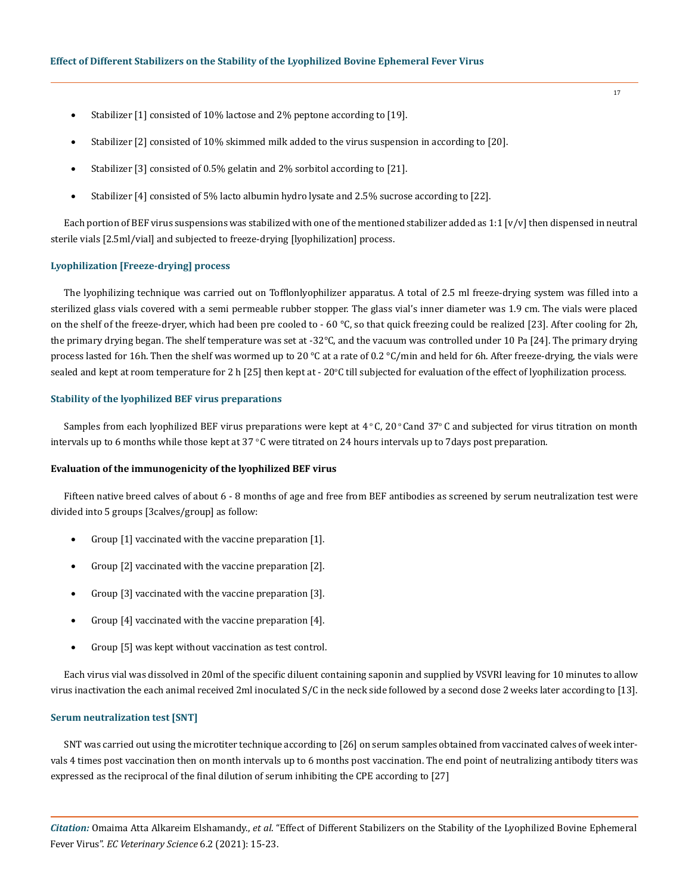- Stabilizer [1] consisted of 10% lactose and 2% peptone according to [19].
- Stabilizer [2] consisted of 10% skimmed milk added to the virus suspension in according to [20].
- Stabilizer [3] consisted of 0.5% gelatin and 2% sorbitol according to [21].
- Stabilizer [4] consisted of 5% lacto albumin hydro lysate and 2.5% sucrose according to [22].

Each portion of BEF virus suspensions was stabilized with one of the mentioned stabilizer added as 1:1 [v/v] then dispensed in neutral sterile vials [2.5ml/vial] and subjected to freeze-drying [lyophilization] process.

### Lyophilization [Freeze-drying] process

The lyophilizing technique was carried out on Tofflonlyophilizer apparatus. A total of 2.5 ml freeze-drying system was filled into a sterilized glass vials covered with a semi permeable rubber stopper. The glass vial's inner diameter was 1.9 cm. The vials were placed on the shelf of the freeze-dryer, which had been pre cooled to - 60 °C, so that quick freezing could be realized [23]. After cooling for 2h, the primary drying began. The shelf temperature was set at -32°C, and the vacuum was controlled under 10 Pa [24]. The primary drying process lasted for 16h. Then the shelf was wormed up to 20 °C at a rate of 0.2 °C/min and held for 6h. After freeze-drying, the vials were sealed and kept at room temperature for 2 h [25] then kept at - 20°C till subjected for evaluation of the effect of lyophilization process.

### Stability of the lyophilized BEF virus preparations

Samples from each lyophilized BEF virus preparations were kept at 4 °C, 20 °Cand 37° C and subjected for virus titration on month intervals up to 6 months while those kept at 37 °C were titrated on 24 hours intervals up to 7days post preparation.

**Evaluation of the immunogenicity of the lyophilized BEF virus**

Fifteen native breed calves of about 6 - 8 months of age and free from BEF antibodies as screened by serum neutralization test were divided into 5 groups [3calves/group] as follow:

- Group [1] vaccinated with the vaccine preparation [1].
- Group [2] vaccinated with the vaccine preparation [2].
- Group [3] vaccinated with the vaccine preparation [3].
- Group [4] vaccinated with the vaccine preparation [4].
- Group [5] was kept without vaccination as test control.

Each virus vial was dissolved in 20ml of the specific diluent containing saponin and supplied by VSVRI leaving for 10 minutes to allow virus inactivation the each animal received 2ml inoculated S/C in the neck side followed by a second dose 2 weeks later according to [13].

### Serum neutralization test [SNT]

SNT was carried out using the microtiter technique according to [26] on serum samples obtained from vaccinated calves of week intervals 4 times post vaccination then on month intervals up to 6 months post vaccination. The end point of neutralizing antibody titers was expressed as the reciprocal of the final dilution of serum inhibiting the CPE according to [27]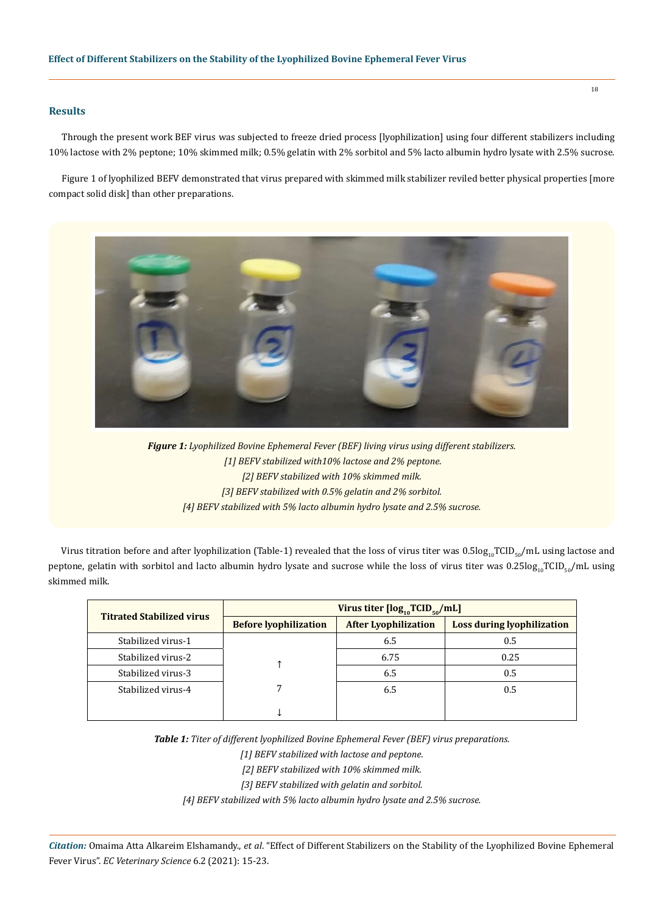## Results

Through the present work BEF virus was subjected to freeze dried process [lyophilization] using four different stabilizers including 10% lactose with 2% peptone; 10% skimmed milk; 0.5% gelatin with 2% sorbitol and 5% lacto albumin hydro lysate with 2.5% sucrose.

Figure 1 of lyophilized BEFV demonstrated that virus prepared with skimmed milk stabilizer reviled better physical properties [more compact solid disk] than other preparations.

***Figure 1:*** *Lyophilized Bovine Ephemeral Fever (BEF) living virus using different stabilizers.*
*[1] BEFV stabilized with10% lactose and 2% peptone.*
*[2] BEFV stabilized with 10% skimmed milk.*
*[3] BEFV stabilized with 0.5% gelatin and 2% sorbitol.*
*[4] BEFV stabilized with 5% lacto albumin hydro lysate and 2.5% sucrose.*

Virus titration before and after lyophilization (Table-1) revealed that the loss of virus titer was 0.5$\log_{10}$TCID$_{50}$/mL using lactose and peptone, gelatin with sorbitol and lacto albumin hydro lysate and sucrose while the loss of virus titer was 0.25$\log_{10}$TCID$_{50}$/mL using skimmed milk.

| Titrated Stabilized virus | Virus titer [$\log_{10}$TCID$_{50}$/mL] | | |
|---|---|---|---|
| | **Before lyophilization** | **After Lyophilization** | **Loss during lyophilization** |
| Stabilized virus-1 | ↑ 7 ↓ | 6.5 | 0.5 |
| Stabilized virus-2 | | 6.75 | 0.25 |
| Stabilized virus-3 | | 6.5 | 0.5 |
| Stabilized virus-4 | | 6.5 | 0.5 |

***Table 1:*** *Titer of different lyophilized Bovine Ephemeral Fever (BEF) virus preparations.*
*[1] BEFV stabilized with lactose and peptone.*
*[2] BEFV stabilized with 10% skimmed milk.*
*[3] BEFV stabilized with gelatin and sorbitol.*
*[4] BEFV stabilized with 5% lacto albumin hydro lysate and 2.5% sucrose.*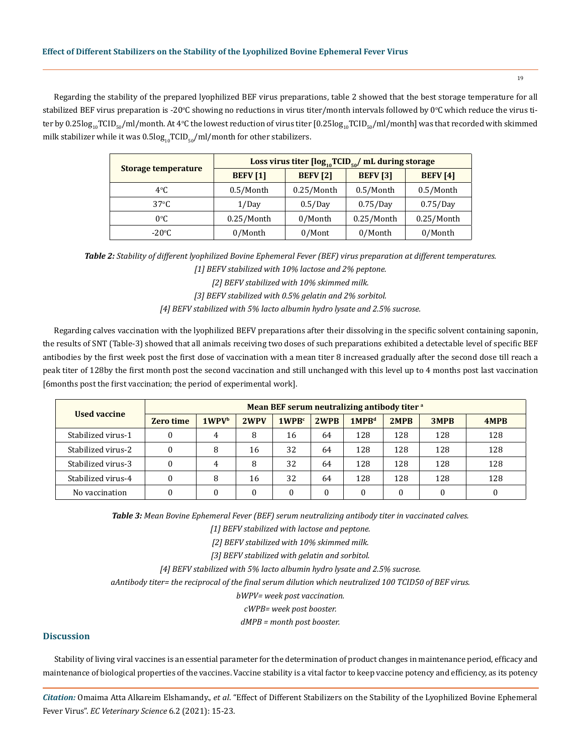Regarding the stability of the prepared lyophilized BEF virus preparations, table 2 showed that the best storage temperature for all stabilized BEF virus preparation is -20°C showing no reductions in virus titer/month intervals followed by 0°C which reduce the virus titer by 0.25$\log_{10}$TCID$_{50}$/ml/month. At 4°C the lowest reduction of virus titer [0.25$\log_{10}$TCID$_{50}$/ml/month] was that recorded with skimmed milk stabilizer while it was 0.5$\log_{10}$TCID$_{50}$/ml/month for other stabilizers.

| Storage temperature | Loss virus titer [$\log_{10}$TCID$_{50}$/ mL during storage | | | |
|---|---|---|---|---|
| | BEFV [1] | BEFV [2] | BEFV [3] | BEFV [4] |
| 4°C | 0.5/Month | 0.25/Month | 0.5/Month | 0.5/Month |
| 37°C | 1/Day | 0.5/Day | 0.75/Day | 0.75/Day |
| 0°C | 0.25/Month | 0/Month | 0.25/Month | 0.25/Month |
| -20°C | 0/Month | 0/Mont | 0/Month | 0/Month |

***Table 2:*** *Stability of different lyophilized Bovine Ephemeral Fever (BEF) virus preparation at different temperatures.*

*[1] BEFV stabilized with 10% lactose and 2% peptone.*

*[2] BEFV stabilized with 10% skimmed milk.*

*[3] BEFV stabilized with 0.5% gelatin and 2% sorbitol.*

*[4] BEFV stabilized with 5% lacto albumin hydro lysate and 2.5% sucrose.*

Regarding calves vaccination with the lyophilized BEFV preparations after their dissolving in the specific solvent containing saponin, the results of SNT (Table-3) showed that all animals receiving two doses of such preparations exhibited a detectable level of specific BEF antibodies by the first week post the first dose of vaccination with a mean titer 8 increased gradually after the second dose till reach a peak titer of 128by the first month post the second vaccination and still unchanged with this level up to 4 months post last vaccination [6months post the first vaccination; the period of experimental work].

| Used vaccine | Mean BEF serum neutralizing antibody titer [a] | | | | | | | | |
|---|---|---|---|---|---|---|---|---|---|
| | Zero time | 1WPV[b] | 2WPV | 1WPB[c] | 2WPB | 1MPB[d] | 2MPB | 3MPB | 4MPB |
| Stabilized virus-1 | 0 | 4 | 8 | 16 | 64 | 128 | 128 | 128 | 128 |
| Stabilized virus-2 | 0 | 8 | 16 | 32 | 64 | 128 | 128 | 128 | 128 |
| Stabilized virus-3 | 0 | 4 | 8 | 32 | 64 | 128 | 128 | 128 | 128 |
| Stabilized virus-4 | 0 | 8 | 16 | 32 | 64 | 128 | 128 | 128 | 128 |
| No vaccination | 0 | 0 | 0 | 0 | 0 | 0 | 0 | 0 | 0 |

***Table 3:*** *Mean Bovine Ephemeral Fever (BEF) serum neutralizing antibody titer in vaccinated calves.*

*[1] BEFV stabilized with lactose and peptone.*

*[2] BEFV stabilized with 10% skimmed milk.*

*[3] BEFV stabilized with gelatin and sorbitol.*

*[4] BEFV stabilized with 5% lacto albumin hydro lysate and 2.5% sucrose.*

*aAntibody titer= the reciprocal of the final serum dilution which neutralized 100 TCID50 of BEF virus.*

*bWPV= week post vaccination.*

*cWPB= week post booster.*

*dMPB = month post booster.*

## Discussion

Stability of living viral vaccines is an essential parameter for the determination of product changes in maintenance period, efficacy and maintenance of biological properties of the vaccines. Vaccine stability is a vital factor to keep vaccine potency and efficiency, as its potency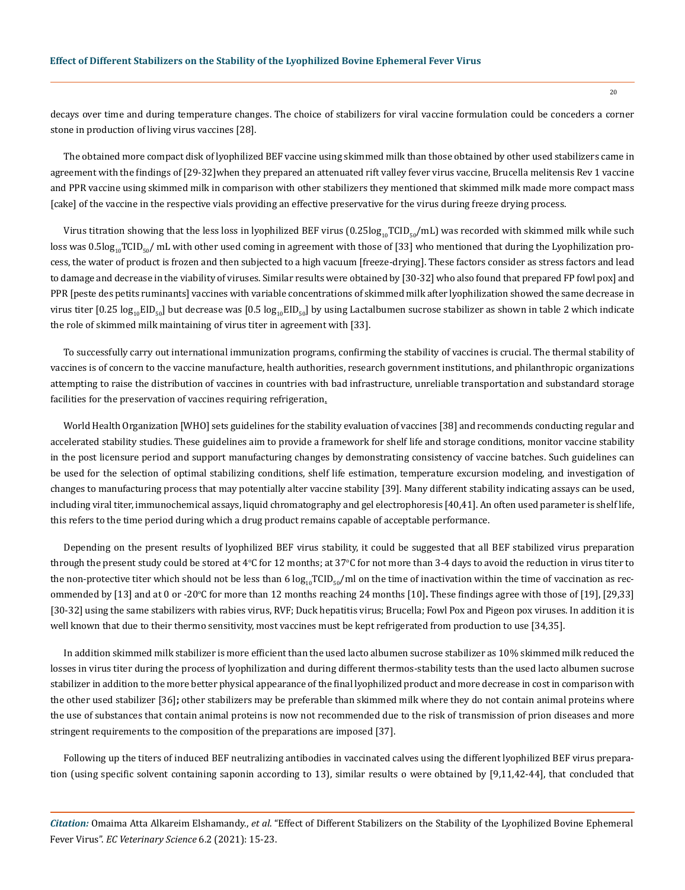decays over time and during temperature changes. The choice of stabilizers for viral vaccine formulation could be conceders a corner stone in production of living virus vaccines [28].

The obtained more compact disk of lyophilized BEF vaccine using skimmed milk than those obtained by other used stabilizers came in agreement with the findings of [29-32]when they prepared an attenuated rift valley fever virus vaccine, Brucella melitensis Rev 1 vaccine and PPR vaccine using skimmed milk in comparison with other stabilizers they mentioned that skimmed milk made more compact mass [cake] of the vaccine in the respective vials providing an effective preservative for the virus during freeze drying process.

Virus titration showing that the less loss in lyophilized BEF virus ($0.25\log_{10}TCID_{50}$/mL) was recorded with skimmed milk while such loss was $0.5\log_{10}TCID_{50}$/ mL with other used coming in agreement with those of [33] who mentioned that during the Lyophilization process, the water of product is frozen and then subjected to a high vacuum [freeze-drying]. These factors consider as stress factors and lead to damage and decrease in the viability of viruses. Similar results were obtained by [30-32] who also found that prepared FP fowl pox] and PPR [peste des petits ruminants] vaccines with variable concentrations of skimmed milk after lyophilization showed the same decrease in virus titer [$0.25 \log_{10}EID_{50}$] but decrease was [$0.5 \log_{10}EID_{50}$] by using Lactalbumen sucrose stabilizer as shown in table 2 which indicate the role of skimmed milk maintaining of virus titer in agreement with [33].

To successfully carry out international immunization programs, confirming the stability of vaccines is crucial. The thermal stability of vaccines is of concern to the vaccine manufacture, health authorities, research government institutions, and philanthropic organizations attempting to raise the distribution of vaccines in countries with bad infrastructure, unreliable transportation and substandard storage facilities for the preservation of vaccines requiring refrigeration.

World Health Organization [WHO] sets guidelines for the stability evaluation of vaccines [38] and recommends conducting regular and accelerated stability studies. These guidelines aim to provide a framework for shelf life and storage conditions, monitor vaccine stability in the post licensure period and support manufacturing changes by demonstrating consistency of vaccine batches. Such guidelines can be used for the selection of optimal stabilizing conditions, shelf life estimation, temperature excursion modeling, and investigation of changes to manufacturing process that may potentially alter vaccine stability [39]. Many different stability indicating assays can be used, including viral titer, immunochemical assays, liquid chromatography and gel electrophoresis [40,41]. An often used parameter is shelf life, this refers to the time period during which a drug product remains capable of acceptable performance.

Depending on the present results of lyophilized BEF virus stability, it could be suggested that all BEF stabilized virus preparation through the present study could be stored at 4°C for 12 months; at 37°C for not more than 3-4 days to avoid the reduction in virus titer to the non-protective titer which should not be less than $6 \log_{10}TCID_{50}$/ml on the time of inactivation within the time of vaccination as recommended by [13] and at 0 or -20°C for more than 12 months reaching 24 months [10]**.** These findings agree with those of [19], [29,33] [30-32] using the same stabilizers with rabies virus, RVF; Duck hepatitis virus; Brucella; Fowl Pox and Pigeon pox viruses. In addition it is well known that due to their thermo sensitivity, most vaccines must be kept refrigerated from production to use [34,35].

In addition skimmed milk stabilizer is more efficient than the used lacto albumen sucrose stabilizer as 10% skimmed milk reduced the losses in virus titer during the process of lyophilization and during different thermos-stability tests than the used lacto albumen sucrose stabilizer in addition to the more better physical appearance of the final lyophilized product and more decrease in cost in comparison with the other used stabilizer [36]**;** other stabilizers may be preferable than skimmed milk where they do not contain animal proteins where the use of substances that contain animal proteins is now not recommended due to the risk of transmission of prion diseases and more stringent requirements to the composition of the preparations are imposed [37].

Following up the titers of induced BEF neutralizing antibodies in vaccinated calves using the different lyophilized BEF virus preparation (using specific solvent containing saponin according to 13), similar results o were obtained by [9,11,42-44], that concluded that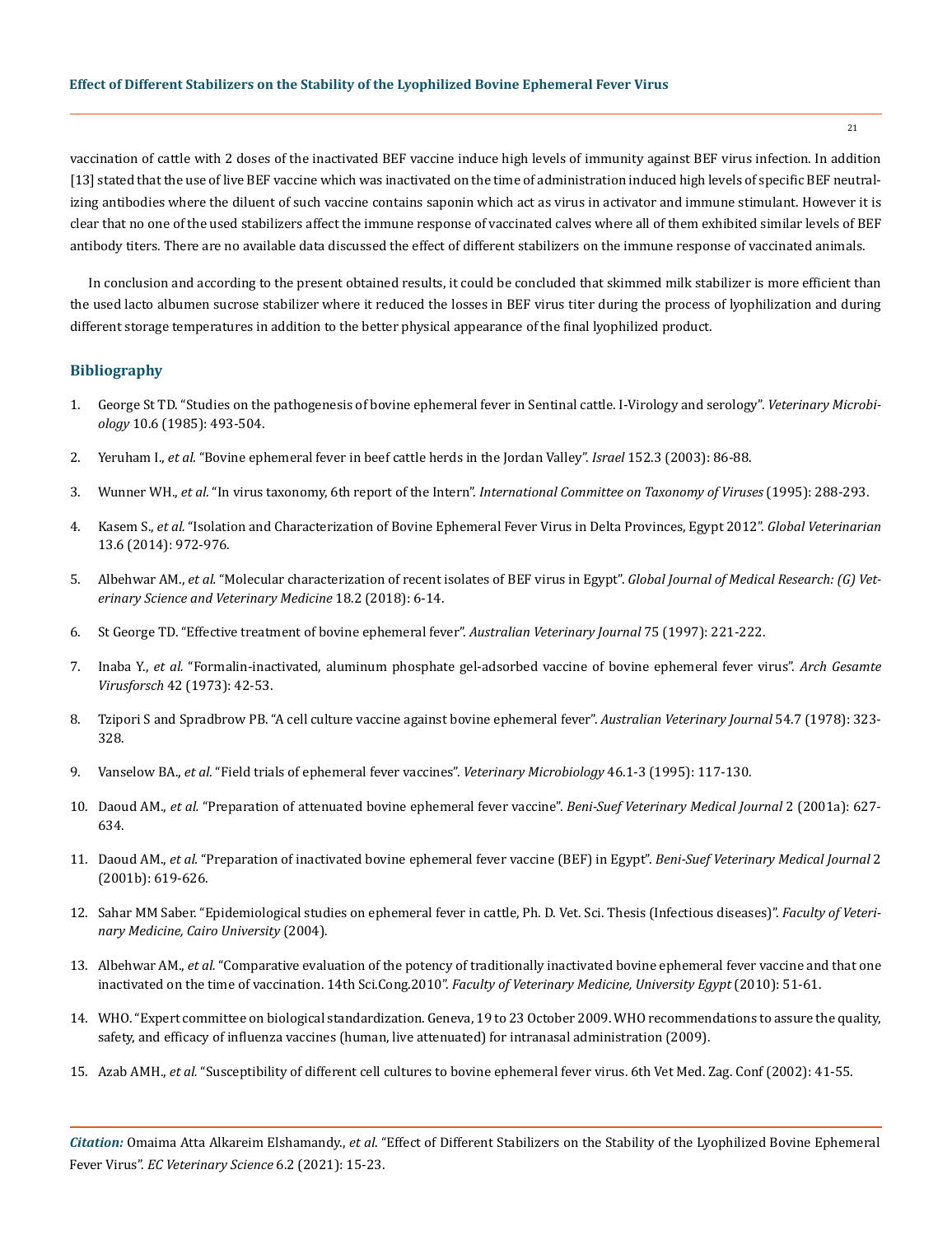vaccination of cattle with 2 doses of the inactivated BEF vaccine induce high levels of immunity against BEF virus infection. In addition [13] stated that the use of live BEF vaccine which was inactivated on the time of administration induced high levels of specific BEF neutralizing antibodies where the diluent of such vaccine contains saponin which act as virus in activator and immune stimulant. However it is clear that no one of the used stabilizers affect the immune response of vaccinated calves where all of them exhibited similar levels of BEF antibody titers. There are no available data discussed the effect of different stabilizers on the immune response of vaccinated animals.

In conclusion and according to the present obtained results, it could be concluded that skimmed milk stabilizer is more efficient than the used lacto albumen sucrose stabilizer where it reduced the losses in BEF virus titer during the process of lyophilization and during different storage temperatures in addition to the better physical appearance of the final lyophilized product.

## Bibliography

1. George St TD. "Studies on the pathogenesis of bovine ephemeral fever in Sentinal cattle. I-Virology and serology". *Veterinary Microbiology* 10.6 (1985): 493-504.
2. Yeruham I., *et al.* "Bovine ephemeral fever in beef cattle herds in the Jordan Valley". *Israel* 152.3 (2003): 86-88.
3. Wunner WH., *et al.* "In virus taxonomy, 6th report of the Intern". *International Committee on Taxonomy of Viruses* (1995): 288-293.
4. Kasem S., *et al.* "Isolation and Characterization of Bovine Ephemeral Fever Virus in Delta Provinces, Egypt 2012". *Global Veterinarian* 13.6 (2014): 972-976.
5. Albehwar AM., *et al.* "Molecular characterization of recent isolates of BEF virus in Egypt". *Global Journal of Medical Research: (G) Veterinary Science and Veterinary Medicine* 18.2 (2018): 6-14.
6. St George TD. "Effective treatment of bovine ephemeral fever". *Australian Veterinary Journal* 75 (1997): 221-222.
7. Inaba Y., *et al.* "Formalin-inactivated, aluminum phosphate gel-adsorbed vaccine of bovine ephemeral fever virus". *Arch Gesamte Virusforsch* 42 (1973): 42-53.
8. Tzipori S and Spradbrow PB. "A cell culture vaccine against bovine ephemeral fever". *Australian Veterinary Journal* 54.7 (1978): 323-328.
9. Vanselow BA., *et al.* "Field trials of ephemeral fever vaccines". *Veterinary Microbiology* 46.1-3 (1995): 117-130.
10. Daoud AM., *et al.* "Preparation of attenuated bovine ephemeral fever vaccine". *Beni-Suef Veterinary Medical Journal* 2 (2001a): 627-634.
11. Daoud AM., *et al.* "Preparation of inactivated bovine ephemeral fever vaccine (BEF) in Egypt". *Beni-Suef Veterinary Medical Journal* 2 (2001b): 619-626.
12. Sahar MM Saber. "Epidemiological studies on ephemeral fever in cattle, Ph. D. Vet. Sci. Thesis (Infectious diseases)". *Faculty of Veterinary Medicine, Cairo University* (2004).
13. Albehwar AM., *et al.* "Comparative evaluation of the potency of traditionally inactivated bovine ephemeral fever vaccine and that one inactivated on the time of vaccination. 14th Sci.Cong.2010". *Faculty of Veterinary Medicine, University Egypt* (2010): 51-61.
14. WHO. "Expert committee on biological standardization. Geneva, 19 to 23 October 2009. WHO recommendations to assure the quality, safety, and efficacy of influenza vaccines (human, live attenuated) for intranasal administration (2009).
15. Azab AMH., *et al.* "Susceptibility of different cell cultures to bovine ephemeral fever virus. 6th Vet Med. Zag. Conf (2002): 41-55.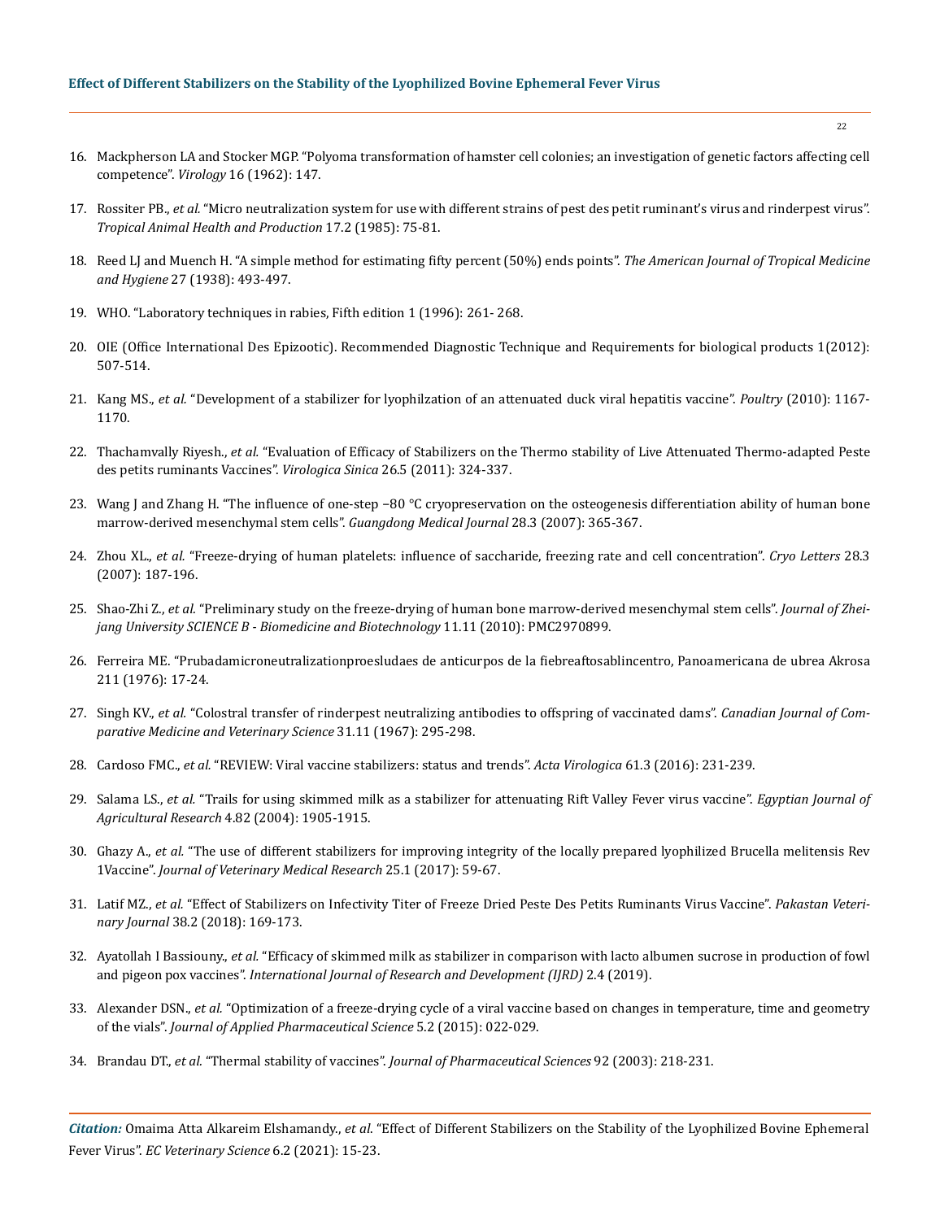16. Mackpherson LA and Stocker MGP. "Polyoma transformation of hamster cell colonies; an investigation of genetic factors affecting cell competence". *Virology* 16 (1962): 147.

17. Rossiter PB., *et al.* "Micro neutralization system for use with different strains of pest des petit ruminant's virus and rinderpest virus". *Tropical Animal Health and Production* 17.2 (1985): 75-81.

18. Reed LJ and Muench H. "A simple method for estimating fifty percent (50%) ends points". *The American Journal of Tropical Medicine and Hygiene* 27 (1938): 493-497.

19. WHO. "Laboratory techniques in rabies, Fifth edition 1 (1996): 261- 268.

20. OIE (Office International Des Epizootic). Recommended Diagnostic Technique and Requirements for biological products 1(2012): 507-514.

21. Kang MS., *et al.* "Development of a stabilizer for lyophilzation of an attenuated duck viral hepatitis vaccine". *Poultry* (2010): 1167-1170.

22. Thachamvally Riyesh., *et al.* "Evaluation of Efficacy of Stabilizers on the Thermo stability of Live Attenuated Thermo-adapted Peste des petits ruminants Vaccines". *Virologica Sinica* 26.5 (2011): 324-337.

23. Wang J and Zhang H. "The influence of one-step −80 °C cryopreservation on the osteogenesis differentiation ability of human bone marrow-derived mesenchymal stem cells". *Guangdong Medical Journal* 28.3 (2007): 365-367.

24. Zhou XL., *et al.* "Freeze-drying of human platelets: influence of saccharide, freezing rate and cell concentration". *Cryo Letters* 28.3 (2007): 187-196.

25. Shao-Zhi Z., *et al.* "Preliminary study on the freeze-drying of human bone marrow-derived mesenchymal stem cells". *Journal of Zhejiang University SCIENCE B - Biomedicine and Biotechnology* 11.11 (2010): PMC2970899.

26. Ferreira ME. "Prubadamicroneutralizationproesludaes de anticurpos de la fiebreaftosablincentro, Panoamericana de ubrea Akrosa 211 (1976): 17-24.

27. Singh KV., *et al.* "Colostral transfer of rinderpest neutralizing antibodies to offspring of vaccinated dams". *Canadian Journal of Comparative Medicine and Veterinary Science* 31.11 (1967): 295-298.

28. Cardoso FMC., *et al.* "REVIEW: Viral vaccine stabilizers: status and trends". *Acta Virologica* 61.3 (2016): 231-239.

29. Salama LS., *et al.* "Trails for using skimmed milk as a stabilizer for attenuating Rift Valley Fever virus vaccine". *Egyptian Journal of Agricultural Research* 4.82 (2004): 1905-1915.

30. Ghazy A., *et al.* "The use of different stabilizers for improving integrity of the locally prepared lyophilized Brucella melitensis Rev 1Vaccine". *Journal of Veterinary Medical Research* 25.1 (2017): 59-67.

31. Latif MZ., *et al.* "Effect of Stabilizers on Infectivity Titer of Freeze Dried Peste Des Petits Ruminants Virus Vaccine". *Pakastan Veterinary Journal* 38.2 (2018): 169-173.

32. Ayatollah I Bassiouny., *et al.* "Efficacy of skimmed milk as stabilizer in comparison with lacto albumen sucrose in production of fowl and pigeon pox vaccines". *International Journal of Research and Development (IJRD)* 2.4 (2019).

33. Alexander DSN., *et al.* "Optimization of a freeze-drying cycle of a viral vaccine based on changes in temperature, time and geometry of the vials". *Journal of Applied Pharmaceutical Science* 5.2 (2015): 022-029.

34. Brandau DT., *et al.* "Thermal stability of vaccines". *Journal of Pharmaceutical Sciences* 92 (2003): 218-231.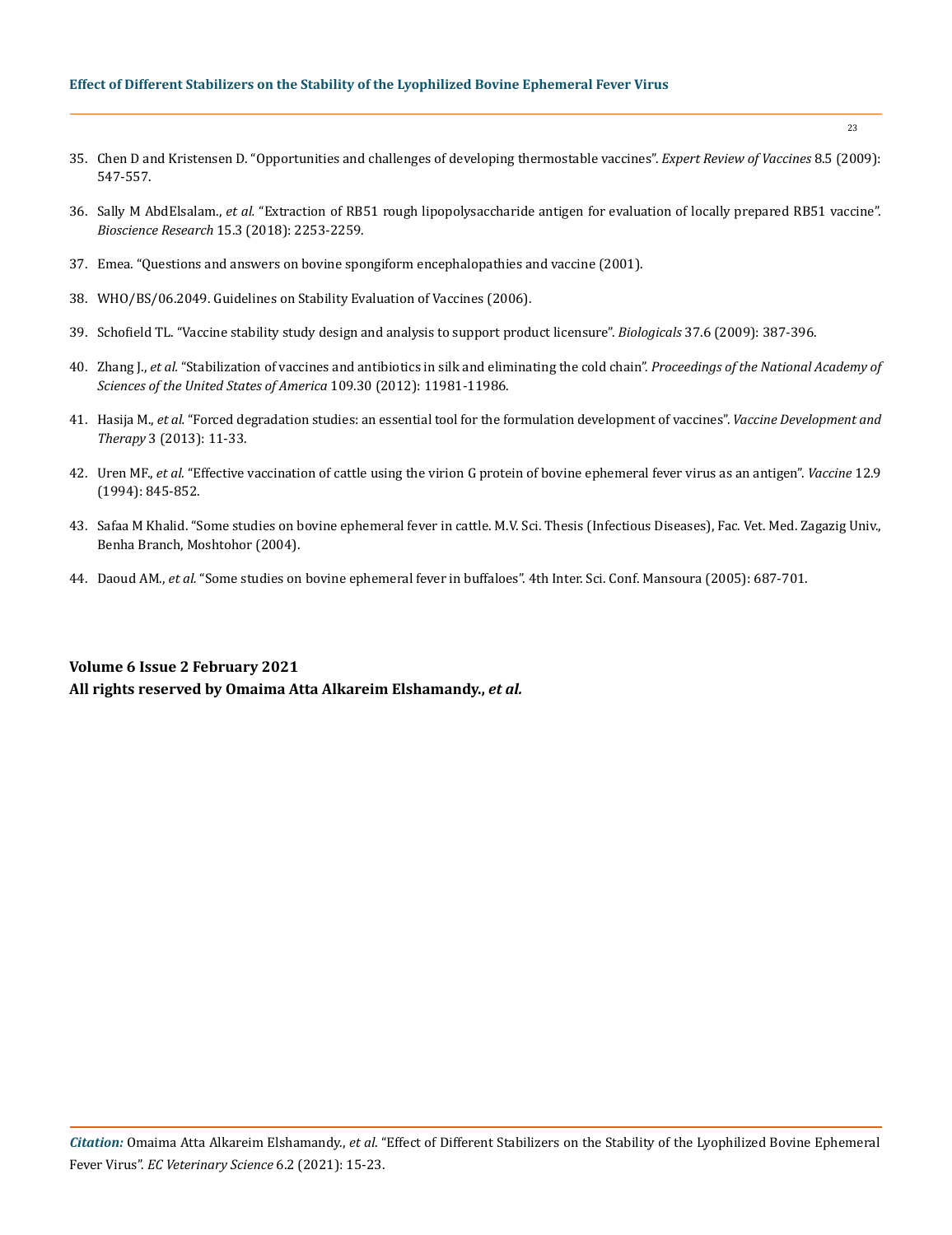35. Chen D and Kristensen D. "Opportunities and challenges of developing thermostable vaccines". *Expert Review of Vaccines* 8.5 (2009): 547-557.
36. Sally M AbdElsalam., *et al.* "Extraction of RB51 rough lipopolysaccharide antigen for evaluation of locally prepared RB51 vaccine". *Bioscience Research* 15.3 (2018): 2253-2259.
37. Emea. "Questions and answers on bovine spongiform encephalopathies and vaccine (2001).
38. WHO/BS/06.2049. Guidelines on Stability Evaluation of Vaccines (2006).
39. Schofield TL. "Vaccine stability study design and analysis to support product licensure". *Biologicals* 37.6 (2009): 387-396.
40. Zhang J., *et al.* "Stabilization of vaccines and antibiotics in silk and eliminating the cold chain". *Proceedings of the National Academy of Sciences of the United States of America* 109.30 (2012): 11981-11986.
41. Hasija M., *et al.* "Forced degradation studies: an essential tool for the formulation development of vaccines". *Vaccine Development and Therapy* 3 (2013): 11-33.
42. Uren MF., *et al.* "Effective vaccination of cattle using the virion G protein of bovine ephemeral fever virus as an antigen". *Vaccine* 12.9 (1994): 845-852.
43. Safaa M Khalid. "Some studies on bovine ephemeral fever in cattle. M.V. Sci. Thesis (Infectious Diseases), Fac. Vet. Med. Zagazig Univ., Benha Branch, Moshtohor (2004).
44. Daoud AM., *et al.* "Some studies on bovine ephemeral fever in buffaloes". 4th Inter. Sci. Conf. Mansoura (2005): 687-701.

**Volume 6 Issue 2 February 2021**
**All rights reserved by Omaima Atta Alkareim Elshamandy., *et al.***